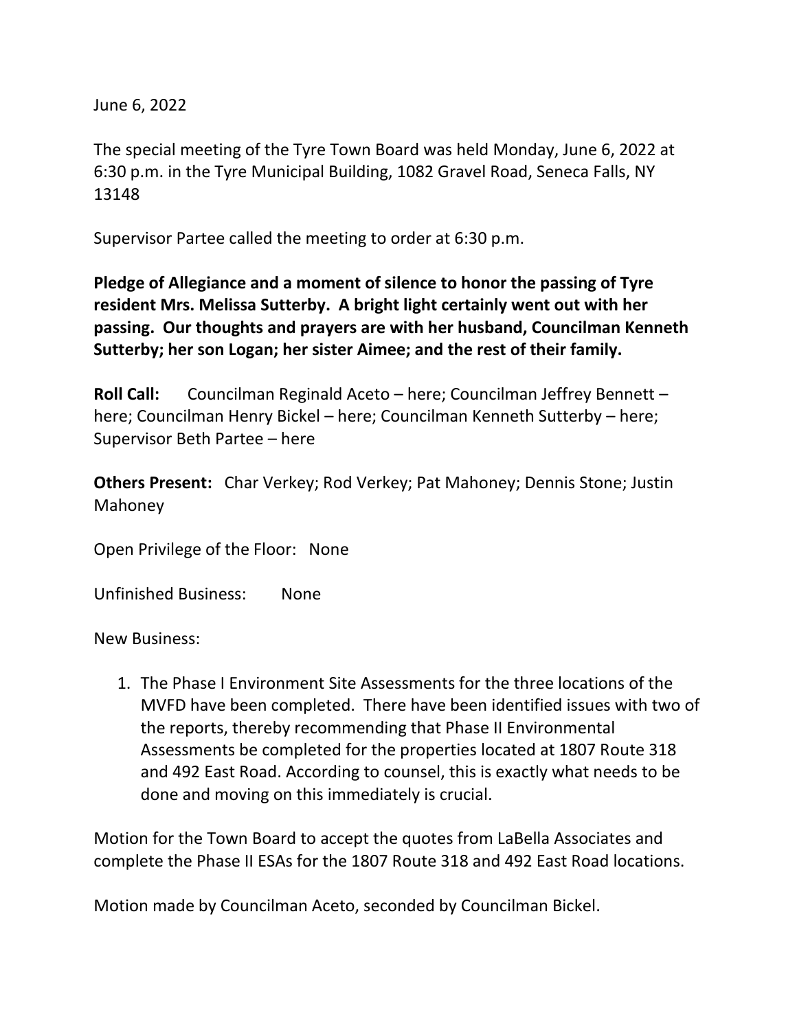June 6, 2022

The special meeting of the Tyre Town Board was held Monday, June 6, 2022 at 6:30 p.m. in the Tyre Municipal Building, 1082 Gravel Road, Seneca Falls, NY 13148

Supervisor Partee called the meeting to order at 6:30 p.m.

**Pledge of Allegiance and a moment of silence to honor the passing of Tyre resident Mrs. Melissa Sutterby. A bright light certainly went out with her passing. Our thoughts and prayers are with her husband, Councilman Kenneth Sutterby; her son Logan; her sister Aimee; and the rest of their family.**

**Roll Call:** Councilman Reginald Aceto – here; Councilman Jeffrey Bennett – here; Councilman Henry Bickel – here; Councilman Kenneth Sutterby – here; Supervisor Beth Partee – here

**Others Present:** Char Verkey; Rod Verkey; Pat Mahoney; Dennis Stone; Justin Mahoney

Open Privilege of the Floor: None

Unfinished Business: None

New Business:

1. The Phase I Environment Site Assessments for the three locations of the MVFD have been completed. There have been identified issues with two of the reports, thereby recommending that Phase II Environmental Assessments be completed for the properties located at 1807 Route 318 and 492 East Road. According to counsel, this is exactly what needs to be done and moving on this immediately is crucial.

Motion for the Town Board to accept the quotes from LaBella Associates and complete the Phase II ESAs for the 1807 Route 318 and 492 East Road locations.

Motion made by Councilman Aceto, seconded by Councilman Bickel.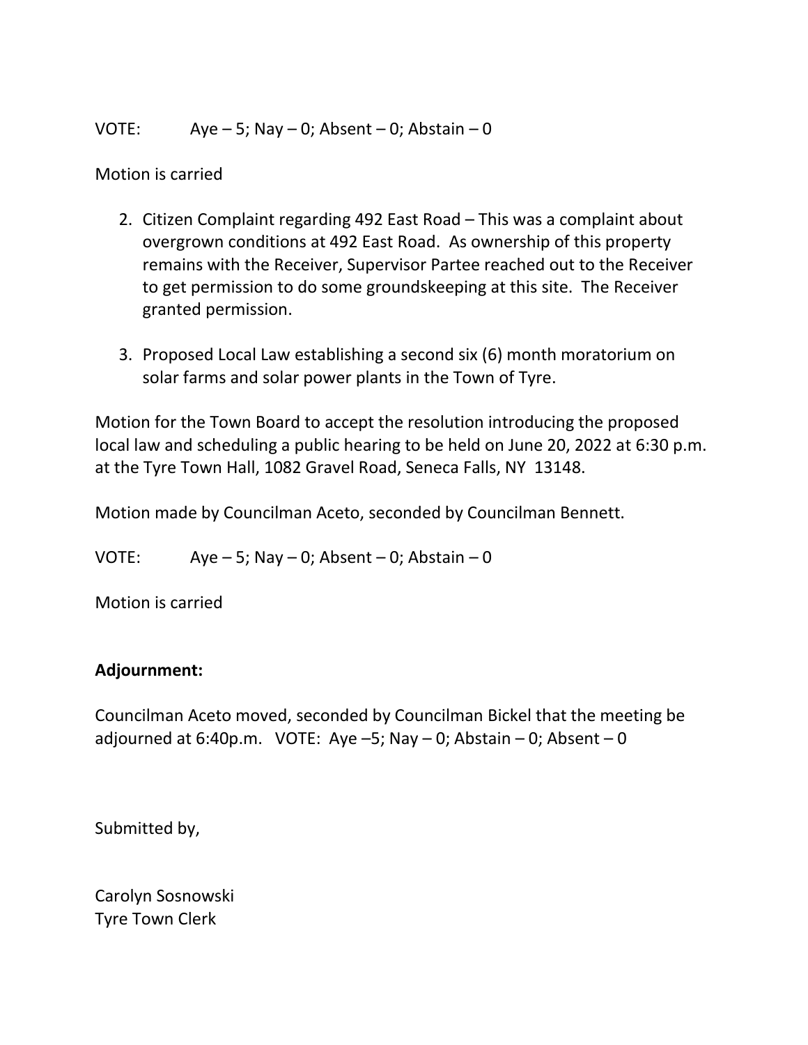VOTE: Aye – 5; Nay – 0; Absent – 0; Abstain – 0

Motion is carried

2. Citizen Complaint regarding 492 East Road – This was a complaint about overgrown conditions at 492 East Road. As ownership of this property remains with the Receiver, Supervisor Partee reached out to the Receiver to get permission to do some groundskeeping at this site. The Receiver granted permission.

3. Proposed Local Law establishing a second six (6) month moratorium on solar farms and solar power plants in the Town of Tyre.

Motion for the Town Board to accept the resolution introducing the proposed local law and scheduling a public hearing to be held on June 20, 2022 at 6:30 p.m. at the Tyre Town Hall, 1082 Gravel Road, Seneca Falls, NY 13148.

Motion made by Councilman Aceto, seconded by Councilman Bennett.

VOTE: Aye – 5; Nay – 0; Absent – 0; Abstain – 0

Motion is carried

**Adjournment:**

Councilman Aceto moved, seconded by Councilman Bickel that the meeting be adjourned at 6:40p.m. VOTE: Aye –5; Nay – 0; Abstain – 0; Absent – 0

Submitted by,

Carolyn Sosnowski
Tyre Town Clerk